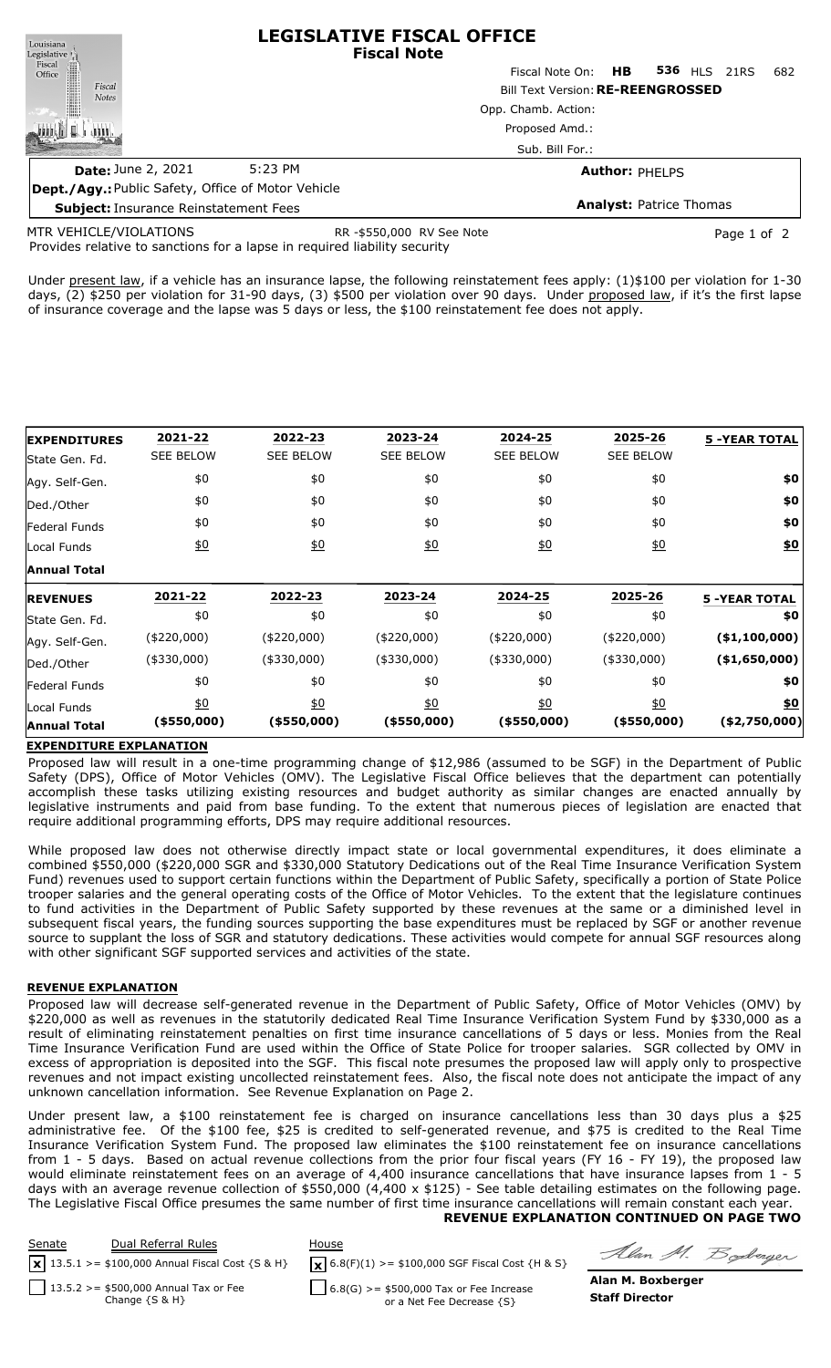# LEGISLATIVE FISCAL OFFICE
## Fiscal Note

Louisiana Legislative Fiscal Office — Fiscal Notes

Fiscal Note On: **HB 536** HLS 21RS 682

Bill Text Version: **RE-REENGROSSED**

Opp. Chamb. Action:

Proposed Amd.:

Sub. Bill For.:

**Date:** June 2, 2021 5:23 PM

**Author:** PHELPS

**Dept./Agy.:** Public Safety, Office of Motor Vehicle

**Subject:** Insurance Reinstatement Fees

**Analyst:** Patrice Thomas

MTR VEHICLE/VIOLATIONS — RR -$550,000 RV See Note

Provides relative to sanctions for a lapse in required liability security

Under present law, if a vehicle has an insurance lapse, the following reinstatement fees apply: (1)$100 per violation for 1-30 days, (2) $250 per violation for 31-90 days, (3) $500 per violation over 90 days. Under proposed law, if it's the first lapse of insurance coverage and the lapse was 5 days or less, the $100 reinstatement fee does not apply.

| **EXPENDITURES** | 2021-22 | 2022-23 | 2023-24 | 2024-25 | 2025-26 | 5 -YEAR TOTAL |
|---|---|---|---|---|---|---|
| State Gen. Fd. | SEE BELOW | SEE BELOW | SEE BELOW | SEE BELOW | SEE BELOW | |
| Agy. Self-Gen. | $0 | $0 | $0 | $0 | $0 | **$0** |
| Ded./Other | $0 | $0 | $0 | $0 | $0 | **$0** |
| Federal Funds | $0 | $0 | $0 | $0 | $0 | **$0** |
| Local Funds | $0 | $0 | $0 | $0 | $0 | **$0** |
| **Annual Total** | | | | | | |

| **REVENUES** | 2021-22 | 2022-23 | 2023-24 | 2024-25 | 2025-26 | 5 -YEAR TOTAL |
|---|---|---|---|---|---|---|
| State Gen. Fd. | $0 | $0 | $0 | $0 | $0 | **$0** |
| Agy. Self-Gen. | ($220,000) | ($220,000) | ($220,000) | ($220,000) | ($220,000) | **($1,100,000)** |
| Ded./Other | ($330,000) | ($330,000) | ($330,000) | ($330,000) | ($330,000) | **($1,650,000)** |
| Federal Funds | $0 | $0 | $0 | $0 | $0 | **$0** |
| Local Funds | $0 | $0 | $0 | $0 | $0 | **$0** |
| **Annual Total** | **($550,000)** | **($550,000)** | **($550,000)** | **($550,000)** | **($550,000)** | **($2,750,000)** |

**EXPENDITURE EXPLANATION**

Proposed law will result in a one-time programming change of $12,986 (assumed to be SGF) in the Department of Public Safety (DPS), Office of Motor Vehicles (OMV). The Legislative Fiscal Office believes that the department can potentially accomplish these tasks utilizing existing resources and budget authority as similar changes are enacted annually by legislative instruments and paid from base funding. To the extent that numerous pieces of legislation are enacted that require additional programming efforts, DPS may require additional resources.

While proposed law does not otherwise directly impact state or local governmental expenditures, it does eliminate a combined $550,000 ($220,000 SGR and $330,000 Statutory Dedications out of the Real Time Insurance Verification System Fund) revenues used to support certain functions within the Department of Public Safety, specifically a portion of State Police trooper salaries and the general operating costs of the Office of Motor Vehicles. To the extent that the legislature continues to fund activities in the Department of Public Safety supported by these revenues at the same or a diminished level in subsequent fiscal years, the funding sources supporting the base expenditures must be replaced by SGF or another revenue source to supplant the loss of SGR and statutory dedications. These activities would compete for annual SGF resources along with other significant SGF supported services and activities of the state.

**REVENUE EXPLANATION**

Proposed law will decrease self-generated revenue in the Department of Public Safety, Office of Motor Vehicles (OMV) by $220,000 as well as revenues in the statutorily dedicated Real Time Insurance Verification System Fund by $330,000 as a result of eliminating reinstatement penalties on first time insurance cancellations of 5 days or less. Monies from the Real Time Insurance Verification Fund are used within the Office of State Police for trooper salaries. SGR collected by OMV in excess of appropriation is deposited into the SGF. This fiscal note presumes the proposed law will apply only to prospective revenues and not impact existing uncollected reinstatement fees. Also, the fiscal note does not anticipate the impact of any unknown cancellation information. See Revenue Explanation on Page 2.

Under present law, a $100 reinstatement fee is charged on insurance cancellations less than 30 days plus a $25 administrative fee. Of the $100 fee, $25 is credited to self-generated revenue, and $75 is credited to the Real Time Insurance Verification System Fund. The proposed law eliminates the $100 reinstatement fee on insurance cancellations from 1 - 5 days. Based on actual revenue collections from the prior four fiscal years (FY 16 - FY 19), the proposed law would eliminate reinstatement fees on an average of 4,400 insurance cancellations that have insurance lapses from 1 - 5 days with an average revenue collection of $550,000 (4,400 x $125) - See table detailing estimates on the following page. The Legislative Fiscal Office presumes the same number of first time insurance cancellations will remain constant each year.

**REVENUE EXPLANATION CONTINUED ON PAGE TWO**

| Senate | Dual Referral Rules | House |
|---|---|---|
| [x] | 13.5.1 >= $100,000 Annual Fiscal Cost {S & H} | [x] 6.8(F)(1) >= $100,000 SGF Fiscal Cost {H & S} |
| [ ] | 13.5.2 >= $500,000 Annual Tax or Fee Change {S & H} | [ ] 6.8(G) >= $500,000 Tax or Fee Increase or a Net Fee Decrease {S} |

Alan M. Boxberger
**Staff Director**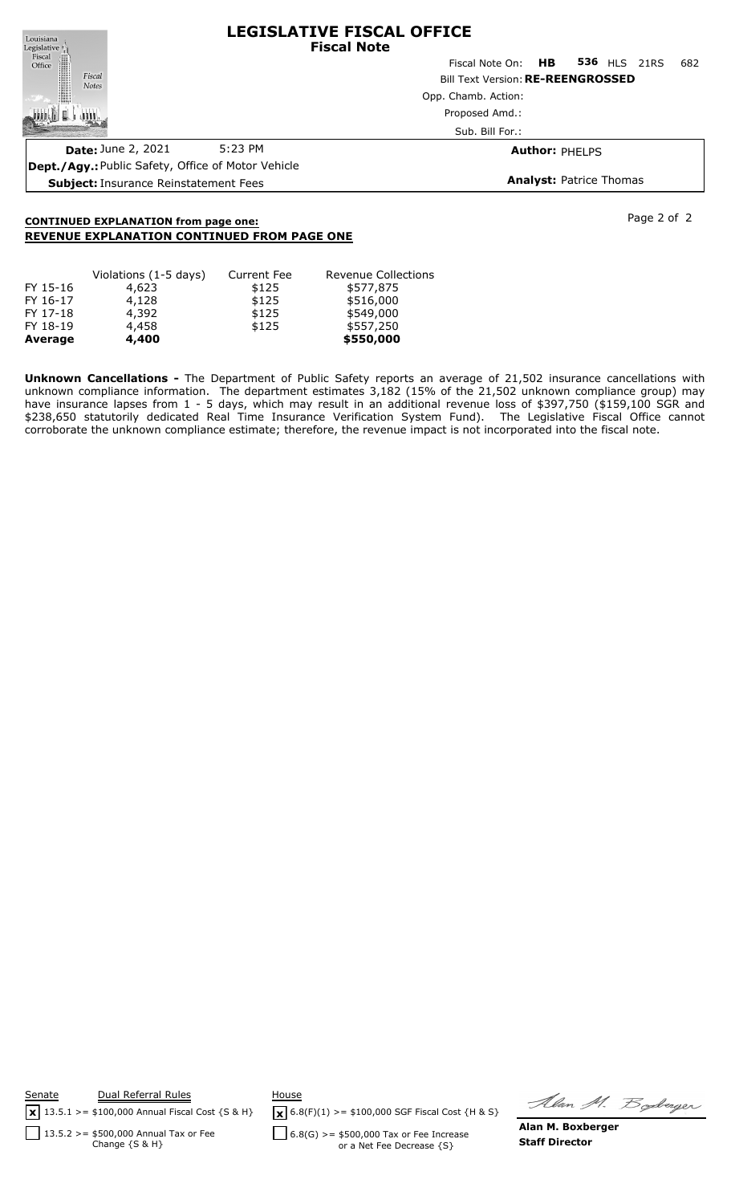# LEGISLATIVE FISCAL OFFICE
## Fiscal Note

Fiscal Note On: **HB 536** HLS 21RS 682

Bill Text Version: **RE-REENGROSSED**

Opp. Chamb. Action:

Proposed Amd.:

Sub. Bill For.:

**Date:** June 2, 2021 5:23 PM

**Author:** PHELPS

**Dept./Agy.:** Public Safety, Office of Motor Vehicle

**Subject:** Insurance Reinstatement Fees

**Analyst:** Patrice Thomas

**CONTINUED EXPLANATION from page one:**
**REVENUE EXPLANATION CONTINUED FROM PAGE ONE**

| | Violations (1-5 days) | Current Fee | Revenue Collections |
|---|---|---|---|
| FY 15-16 | 4,623 | $125 | $577,875 |
| FY 16-17 | 4,128 | $125 | $516,000 |
| FY 17-18 | 4,392 | $125 | $549,000 |
| FY 18-19 | 4,458 | $125 | $557,250 |
| **Average** | **4,400** | | **$550,000** |

**Unknown Cancellations -** The Department of Public Safety reports an average of 21,502 insurance cancellations with unknown compliance information. The department estimates 3,182 (15% of the 21,502 unknown compliance group) may have insurance lapses from 1 - 5 days, which may result in an additional revenue loss of $397,750 ($159,100 SGR and $238,650 statutorily dedicated Real Time Insurance Verification System Fund). The Legislative Fiscal Office cannot corroborate the unknown compliance estimate; therefore, the revenue impact is not incorporated into the fiscal note.

Senate Dual Referral Rules

[x] 13.5.1 >= $100,000 Annual Fiscal Cost {S & H}

[ ] 13.5.2 >= $500,000 Annual Tax or Fee Change {S & H}

House

[x] 6.8(F)(1) >= $100,000 SGF Fiscal Cost {H & S}

[ ] 6.8(G) >= $500,000 Tax or Fee Increase or a Net Fee Decrease {S}

**Alan M. Boxberger**
**Staff Director**